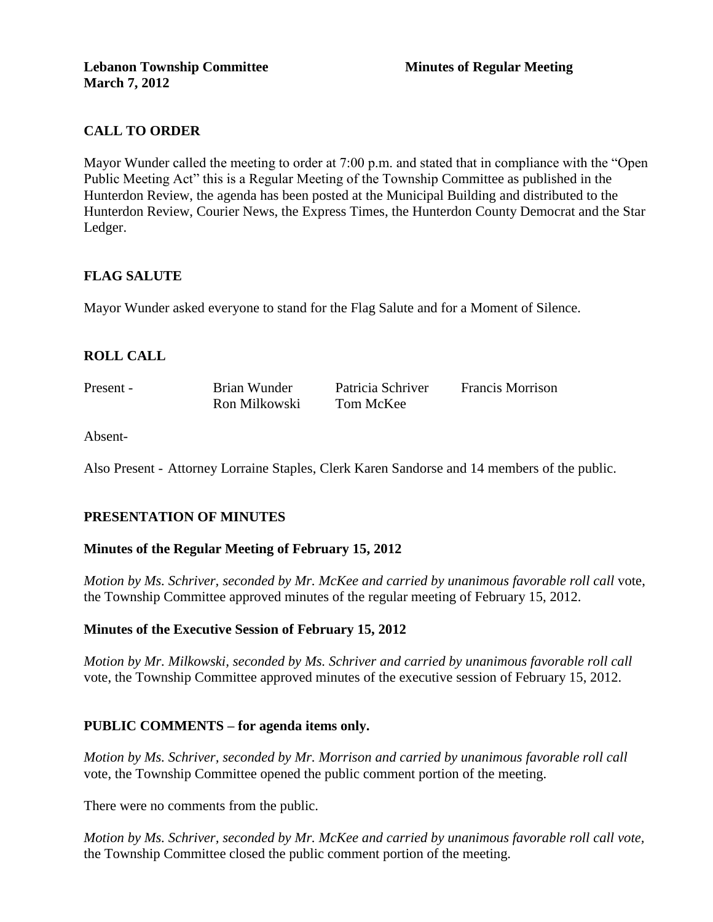**Lebanon Township Committee** **Minutes of Regular Meeting**
**March 7, 2012**

## CALL TO ORDER

Mayor Wunder called the meeting to order at 7:00 p.m. and stated that in compliance with the "Open Public Meeting Act" this is a Regular Meeting of the Township Committee as published in the Hunterdon Review, the agenda has been posted at the Municipal Building and distributed to the Hunterdon Review, Courier News, the Express Times, the Hunterdon County Democrat and the Star Ledger.

## FLAG SALUTE

Mayor Wunder asked everyone to stand for the Flag Salute and for a Moment of Silence.

## ROLL CALL

| Present - | Brian Wunder | Patricia Schriver | Francis Morrison |
|---|---|---|---|
| | Ron Milkowski | Tom McKee | |

Absent-

Also Present - Attorney Lorraine Staples, Clerk Karen Sandorse and 14 members of the public.

## PRESENTATION OF MINUTES

### Minutes of the Regular Meeting of February 15, 2012

*Motion by Ms. Schriver, seconded by Mr. McKee and carried by unanimous favorable roll call* vote, the Township Committee approved minutes of the regular meeting of February 15, 2012.

### Minutes of the Executive Session of February 15, 2012

*Motion by Mr. Milkowski, seconded by Ms. Schriver and carried by unanimous favorable roll call* vote, the Township Committee approved minutes of the executive session of February 15, 2012.

## PUBLIC COMMENTS – for agenda items only.

*Motion by Ms. Schriver, seconded by Mr. Morrison and carried by unanimous favorable roll call* vote, the Township Committee opened the public comment portion of the meeting.

There were no comments from the public.

*Motion by Ms. Schriver, seconded by Mr. McKee and carried by unanimous favorable roll call vote,* the Township Committee closed the public comment portion of the meeting.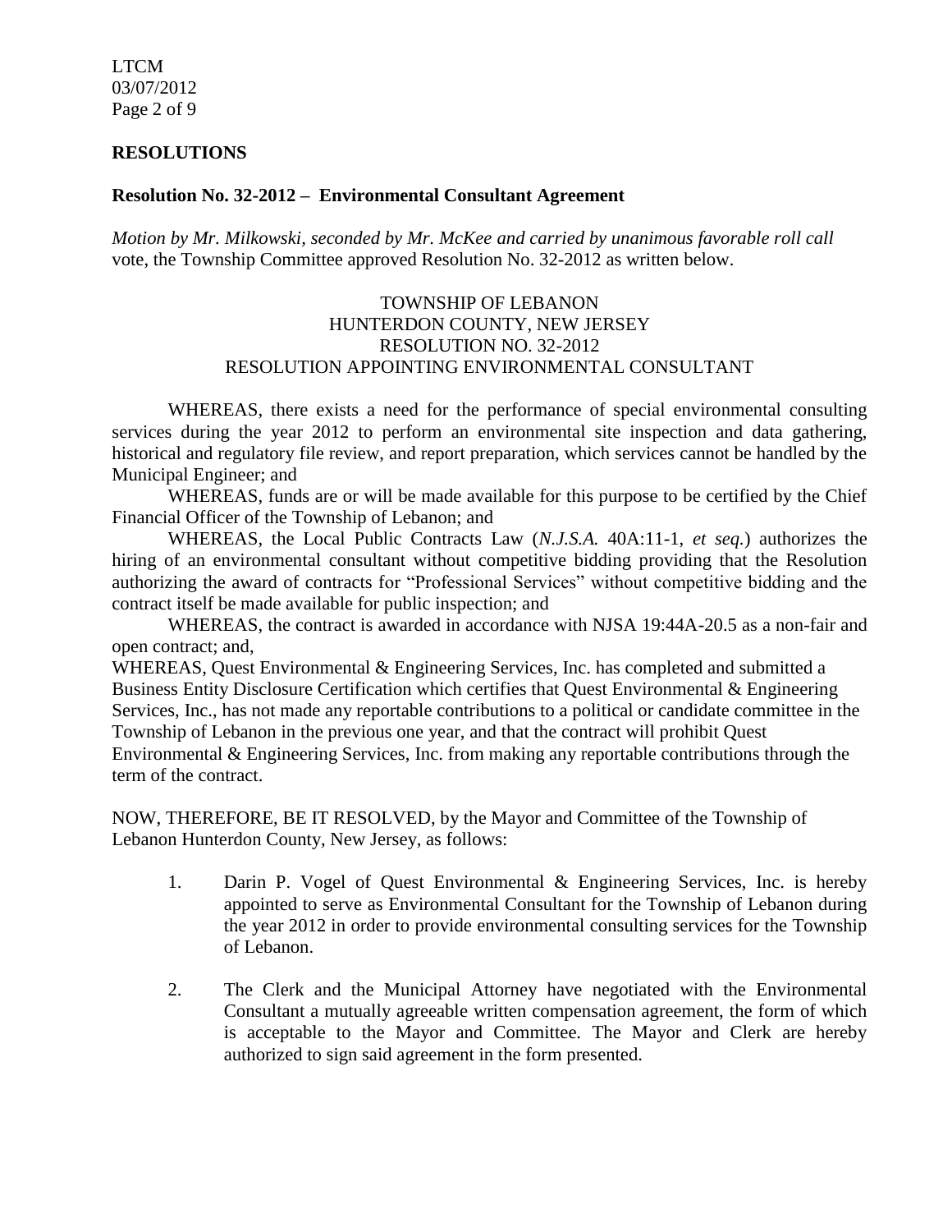## RESOLUTIONS

### Resolution No. 32-2012 – Environmental Consultant Agreement

*Motion by Mr. Milkowski, seconded by Mr. McKee and carried by unanimous favorable roll call* vote, the Township Committee approved Resolution No. 32-2012 as written below.

TOWNSHIP OF LEBANON
HUNTERDON COUNTY, NEW JERSEY
RESOLUTION NO. 32-2012
RESOLUTION APPOINTING ENVIRONMENTAL CONSULTANT

WHEREAS, there exists a need for the performance of special environmental consulting services during the year 2012 to perform an environmental site inspection and data gathering, historical and regulatory file review, and report preparation, which services cannot be handled by the Municipal Engineer; and

WHEREAS, funds are or will be made available for this purpose to be certified by the Chief Financial Officer of the Township of Lebanon; and

WHEREAS, the Local Public Contracts Law (*N.J.S.A.* 40A:11-1, *et seq.*) authorizes the hiring of an environmental consultant without competitive bidding providing that the Resolution authorizing the award of contracts for "Professional Services" without competitive bidding and the contract itself be made available for public inspection; and

WHEREAS, the contract is awarded in accordance with NJSA 19:44A-20.5 as a non-fair and open contract; and,

WHEREAS, Quest Environmental & Engineering Services, Inc. has completed and submitted a Business Entity Disclosure Certification which certifies that Quest Environmental & Engineering Services, Inc., has not made any reportable contributions to a political or candidate committee in the Township of Lebanon in the previous one year, and that the contract will prohibit Quest Environmental & Engineering Services, Inc. from making any reportable contributions through the term of the contract.

NOW, THEREFORE, BE IT RESOLVED, by the Mayor and Committee of the Township of Lebanon Hunterdon County, New Jersey, as follows:

1. Darin P. Vogel of Quest Environmental & Engineering Services, Inc. is hereby appointed to serve as Environmental Consultant for the Township of Lebanon during the year 2012 in order to provide environmental consulting services for the Township of Lebanon.

2. The Clerk and the Municipal Attorney have negotiated with the Environmental Consultant a mutually agreeable written compensation agreement, the form of which is acceptable to the Mayor and Committee. The Mayor and Clerk are hereby authorized to sign said agreement in the form presented.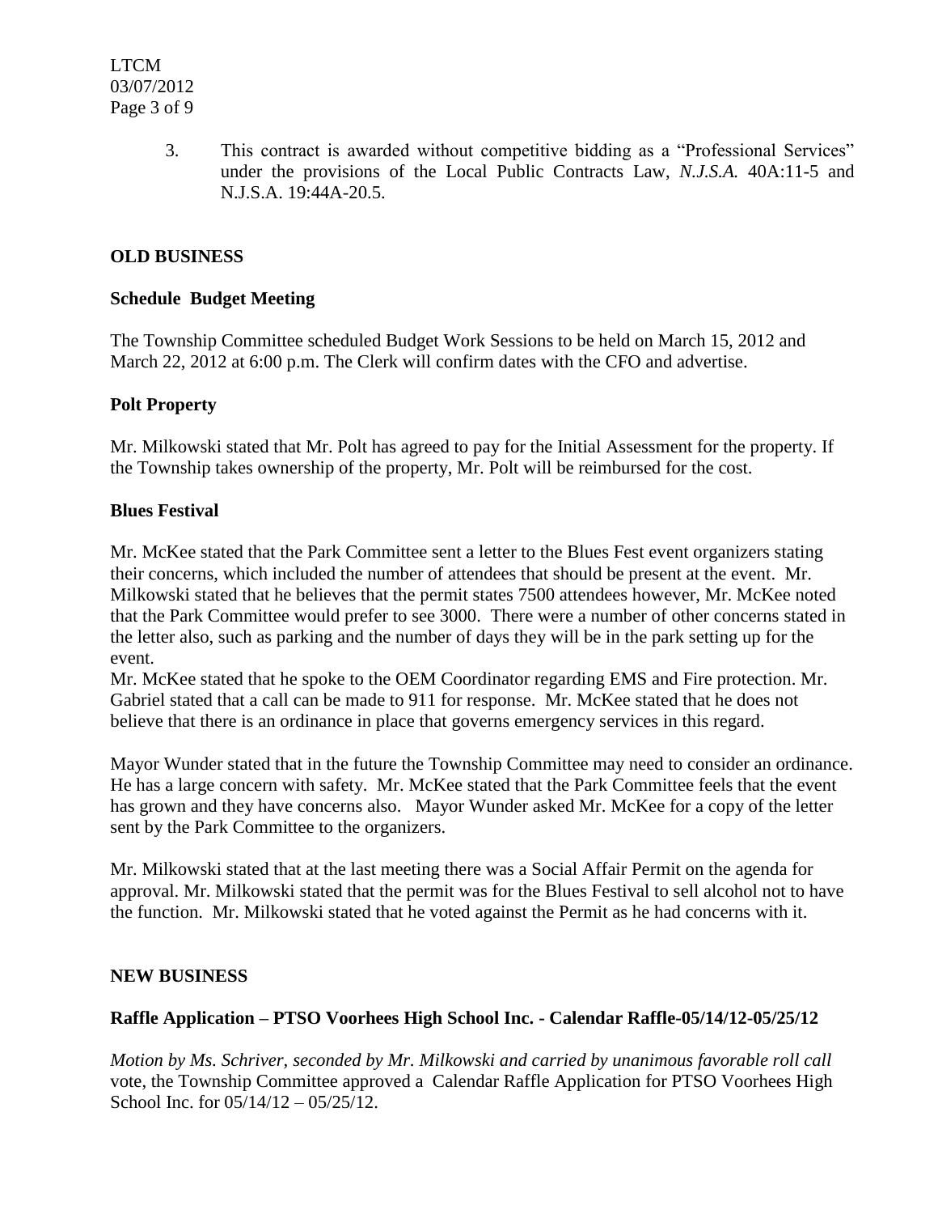3. This contract is awarded without competitive bidding as a "Professional Services" under the provisions of the Local Public Contracts Law, *N.J.S.A.* 40A:11-5 and N.J.S.A. 19:44A-20.5.

**OLD BUSINESS**

**Schedule Budget Meeting**

The Township Committee scheduled Budget Work Sessions to be held on March 15, 2012 and March 22, 2012 at 6:00 p.m. The Clerk will confirm dates with the CFO and advertise.

**Polt Property**

Mr. Milkowski stated that Mr. Polt has agreed to pay for the Initial Assessment for the property. If the Township takes ownership of the property, Mr. Polt will be reimbursed for the cost.

**Blues Festival**

Mr. McKee stated that the Park Committee sent a letter to the Blues Fest event organizers stating their concerns, which included the number of attendees that should be present at the event. Mr. Milkowski stated that he believes that the permit states 7500 attendees however, Mr. McKee noted that the Park Committee would prefer to see 3000. There were a number of other concerns stated in the letter also, such as parking and the number of days they will be in the park setting up for the event.

Mr. McKee stated that he spoke to the OEM Coordinator regarding EMS and Fire protection. Mr. Gabriel stated that a call can be made to 911 for response. Mr. McKee stated that he does not believe that there is an ordinance in place that governs emergency services in this regard.

Mayor Wunder stated that in the future the Township Committee may need to consider an ordinance. He has a large concern with safety. Mr. McKee stated that the Park Committee feels that the event has grown and they have concerns also. Mayor Wunder asked Mr. McKee for a copy of the letter sent by the Park Committee to the organizers.

Mr. Milkowski stated that at the last meeting there was a Social Affair Permit on the agenda for approval. Mr. Milkowski stated that the permit was for the Blues Festival to sell alcohol not to have the function. Mr. Milkowski stated that he voted against the Permit as he had concerns with it.

**NEW BUSINESS**

**Raffle Application – PTSO Voorhees High School Inc. - Calendar Raffle-05/14/12-05/25/12**

*Motion by Ms. Schriver, seconded by Mr. Milkowski and carried by unanimous favorable roll call* vote, the Township Committee approved a Calendar Raffle Application for PTSO Voorhees High School Inc. for 05/14/12 – 05/25/12.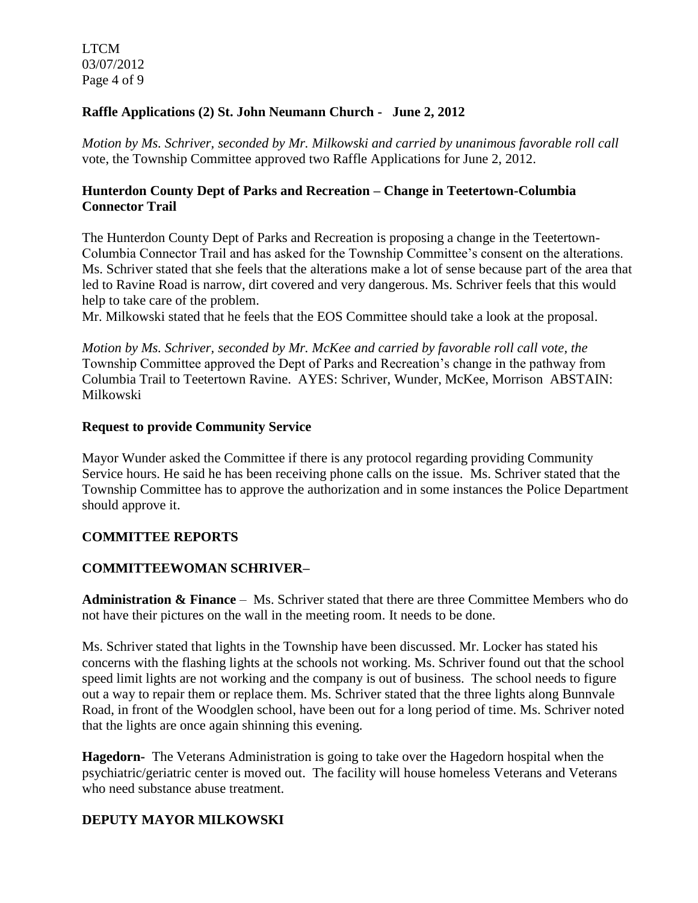**Raffle Applications (2) St. John Neumann Church - June 2, 2012**

*Motion by Ms. Schriver, seconded by Mr. Milkowski and carried by unanimous favorable roll call* vote, the Township Committee approved two Raffle Applications for June 2, 2012.

**Hunterdon County Dept of Parks and Recreation – Change in Teetertown-Columbia Connector Trail**

The Hunterdon County Dept of Parks and Recreation is proposing a change in the Teetertown-Columbia Connector Trail and has asked for the Township Committee's consent on the alterations. Ms. Schriver stated that she feels that the alterations make a lot of sense because part of the area that led to Ravine Road is narrow, dirt covered and very dangerous. Ms. Schriver feels that this would help to take care of the problem.

Mr. Milkowski stated that he feels that the EOS Committee should take a look at the proposal.

*Motion by Ms. Schriver, seconded by Mr. McKee and carried by favorable roll call vote, the* Township Committee approved the Dept of Parks and Recreation's change in the pathway from Columbia Trail to Teetertown Ravine. AYES: Schriver, Wunder, McKee, Morrison ABSTAIN: Milkowski

**Request to provide Community Service**

Mayor Wunder asked the Committee if there is any protocol regarding providing Community Service hours. He said he has been receiving phone calls on the issue. Ms. Schriver stated that the Township Committee has to approve the authorization and in some instances the Police Department should approve it.

**COMMITTEE REPORTS**

**COMMITTEEWOMAN SCHRIVER–**

**Administration & Finance** – Ms. Schriver stated that there are three Committee Members who do not have their pictures on the wall in the meeting room. It needs to be done.

Ms. Schriver stated that lights in the Township have been discussed. Mr. Locker has stated his concerns with the flashing lights at the schools not working. Ms. Schriver found out that the school speed limit lights are not working and the company is out of business. The school needs to figure out a way to repair them or replace them. Ms. Schriver stated that the three lights along Bunnvale Road, in front of the Woodglen school, have been out for a long period of time. Ms. Schriver noted that the lights are once again shinning this evening.

**Hagedorn-** The Veterans Administration is going to take over the Hagedorn hospital when the psychiatric/geriatric center is moved out. The facility will house homeless Veterans and Veterans who need substance abuse treatment.

**DEPUTY MAYOR MILKOWSKI**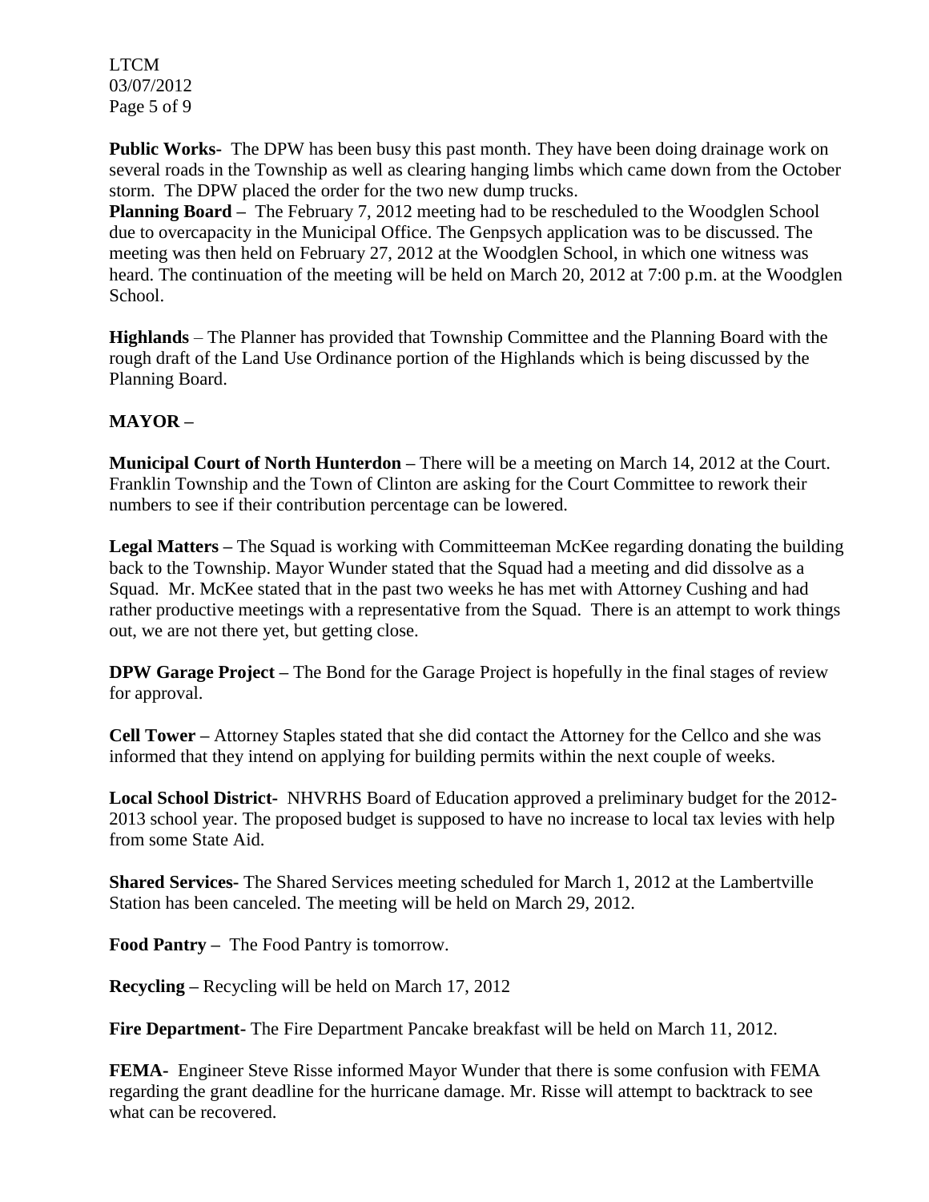**Public Works-** The DPW has been busy this past month. They have been doing drainage work on several roads in the Township as well as clearing hanging limbs which came down from the October storm. The DPW placed the order for the two new dump trucks.

**Planning Board –** The February 7, 2012 meeting had to be rescheduled to the Woodglen School due to overcapacity in the Municipal Office. The Genpsych application was to be discussed. The meeting was then held on February 27, 2012 at the Woodglen School, in which one witness was heard. The continuation of the meeting will be held on March 20, 2012 at 7:00 p.m. at the Woodglen School.

**Highlands** – The Planner has provided that Township Committee and the Planning Board with the rough draft of the Land Use Ordinance portion of the Highlands which is being discussed by the Planning Board.

**MAYOR –**

**Municipal Court of North Hunterdon –** There will be a meeting on March 14, 2012 at the Court. Franklin Township and the Town of Clinton are asking for the Court Committee to rework their numbers to see if their contribution percentage can be lowered.

**Legal Matters –** The Squad is working with Committeeman McKee regarding donating the building back to the Township. Mayor Wunder stated that the Squad had a meeting and did dissolve as a Squad. Mr. McKee stated that in the past two weeks he has met with Attorney Cushing and had rather productive meetings with a representative from the Squad. There is an attempt to work things out, we are not there yet, but getting close.

**DPW Garage Project –** The Bond for the Garage Project is hopefully in the final stages of review for approval.

**Cell Tower –** Attorney Staples stated that she did contact the Attorney for the Cellco and she was informed that they intend on applying for building permits within the next couple of weeks.

**Local School District-** NHVRHS Board of Education approved a preliminary budget for the 2012-2013 school year. The proposed budget is supposed to have no increase to local tax levies with help from some State Aid.

**Shared Services-** The Shared Services meeting scheduled for March 1, 2012 at the Lambertville Station has been canceled. The meeting will be held on March 29, 2012.

**Food Pantry –** The Food Pantry is tomorrow.

**Recycling –** Recycling will be held on March 17, 2012

**Fire Department-** The Fire Department Pancake breakfast will be held on March 11, 2012.

**FEMA-** Engineer Steve Risse informed Mayor Wunder that there is some confusion with FEMA regarding the grant deadline for the hurricane damage. Mr. Risse will attempt to backtrack to see what can be recovered.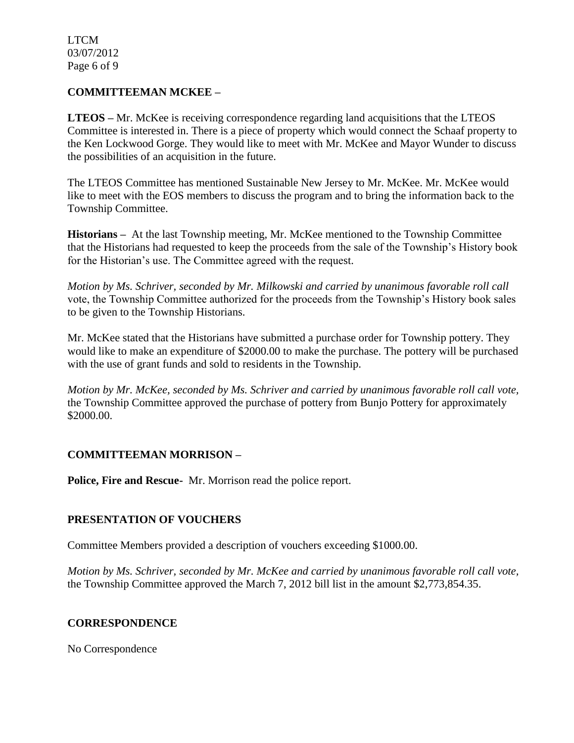## COMMITTEEMAN MCKEE –

**LTEOS –** Mr. McKee is receiving correspondence regarding land acquisitions that the LTEOS Committee is interested in. There is a piece of property which would connect the Schaaf property to the Ken Lockwood Gorge. They would like to meet with Mr. McKee and Mayor Wunder to discuss the possibilities of an acquisition in the future.

The LTEOS Committee has mentioned Sustainable New Jersey to Mr. McKee. Mr. McKee would like to meet with the EOS members to discuss the program and to bring the information back to the Township Committee.

**Historians –** At the last Township meeting, Mr. McKee mentioned to the Township Committee that the Historians had requested to keep the proceeds from the sale of the Township's History book for the Historian's use. The Committee agreed with the request.

*Motion by Ms. Schriver, seconded by Mr. Milkowski and carried by unanimous favorable roll call* vote, the Township Committee authorized for the proceeds from the Township's History book sales to be given to the Township Historians.

Mr. McKee stated that the Historians have submitted a purchase order for Township pottery. They would like to make an expenditure of $2000.00 to make the purchase. The pottery will be purchased with the use of grant funds and sold to residents in the Township.

*Motion by Mr. McKee, seconded by Ms. Schriver and carried by unanimous favorable roll call vote,* the Township Committee approved the purchase of pottery from Bunjo Pottery for approximately $2000.00.

## COMMITTEEMAN MORRISON –

**Police, Fire and Rescue-** Mr. Morrison read the police report.

## PRESENTATION OF VOUCHERS

Committee Members provided a description of vouchers exceeding $1000.00.

*Motion by Ms. Schriver, seconded by Mr. McKee and carried by unanimous favorable roll call vote,* the Township Committee approved the March 7, 2012 bill list in the amount $2,773,854.35.

## CORRESPONDENCE

No Correspondence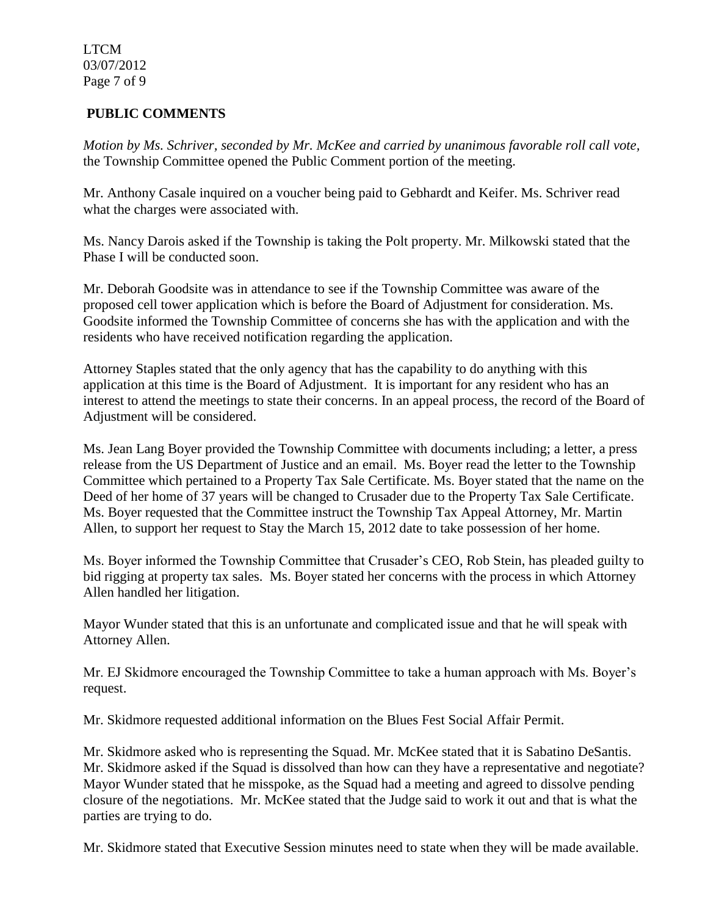## PUBLIC COMMENTS

*Motion by Ms. Schriver, seconded by Mr. McKee and carried by unanimous favorable roll call vote,* the Township Committee opened the Public Comment portion of the meeting.

Mr. Anthony Casale inquired on a voucher being paid to Gebhardt and Keifer. Ms. Schriver read what the charges were associated with.

Ms. Nancy Darois asked if the Township is taking the Polt property. Mr. Milkowski stated that the Phase I will be conducted soon.

Mr. Deborah Goodsite was in attendance to see if the Township Committee was aware of the proposed cell tower application which is before the Board of Adjustment for consideration. Ms. Goodsite informed the Township Committee of concerns she has with the application and with the residents who have received notification regarding the application.

Attorney Staples stated that the only agency that has the capability to do anything with this application at this time is the Board of Adjustment. It is important for any resident who has an interest to attend the meetings to state their concerns. In an appeal process, the record of the Board of Adjustment will be considered.

Ms. Jean Lang Boyer provided the Township Committee with documents including; a letter, a press release from the US Department of Justice and an email. Ms. Boyer read the letter to the Township Committee which pertained to a Property Tax Sale Certificate. Ms. Boyer stated that the name on the Deed of her home of 37 years will be changed to Crusader due to the Property Tax Sale Certificate. Ms. Boyer requested that the Committee instruct the Township Tax Appeal Attorney, Mr. Martin Allen, to support her request to Stay the March 15, 2012 date to take possession of her home.

Ms. Boyer informed the Township Committee that Crusader's CEO, Rob Stein, has pleaded guilty to bid rigging at property tax sales. Ms. Boyer stated her concerns with the process in which Attorney Allen handled her litigation.

Mayor Wunder stated that this is an unfortunate and complicated issue and that he will speak with Attorney Allen.

Mr. EJ Skidmore encouraged the Township Committee to take a human approach with Ms. Boyer's request.

Mr. Skidmore requested additional information on the Blues Fest Social Affair Permit.

Mr. Skidmore asked who is representing the Squad. Mr. McKee stated that it is Sabatino DeSantis. Mr. Skidmore asked if the Squad is dissolved than how can they have a representative and negotiate? Mayor Wunder stated that he misspoke, as the Squad had a meeting and agreed to dissolve pending closure of the negotiations. Mr. McKee stated that the Judge said to work it out and that is what the parties are trying to do.

Mr. Skidmore stated that Executive Session minutes need to state when they will be made available.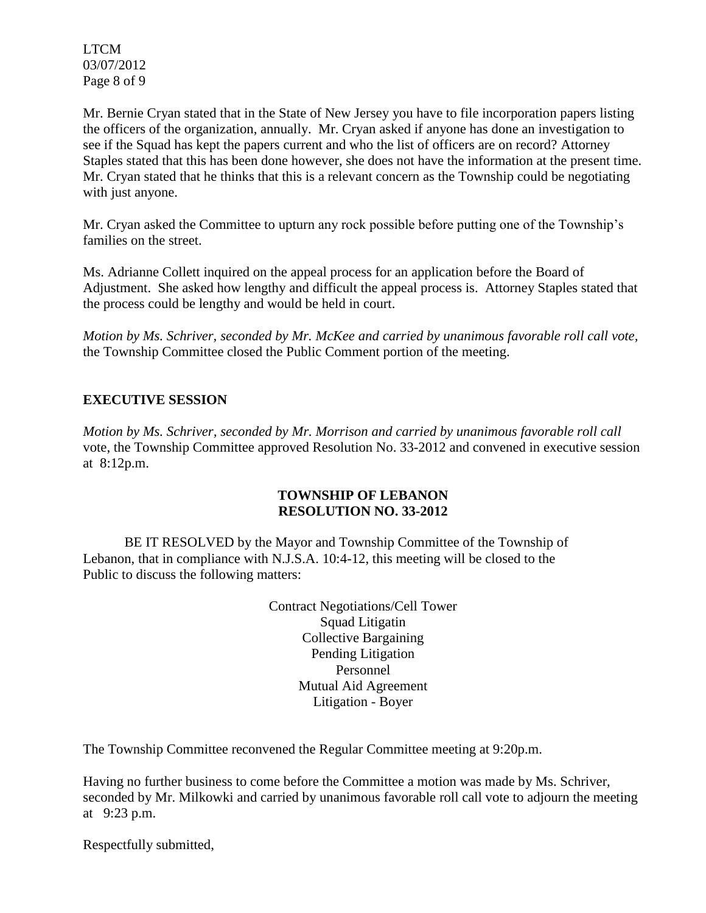Mr. Bernie Cryan stated that in the State of New Jersey you have to file incorporation papers listing the officers of the organization, annually. Mr. Cryan asked if anyone has done an investigation to see if the Squad has kept the papers current and who the list of officers are on record? Attorney Staples stated that this has been done however, she does not have the information at the present time. Mr. Cryan stated that he thinks that this is a relevant concern as the Township could be negotiating with just anyone.

Mr. Cryan asked the Committee to upturn any rock possible before putting one of the Township's families on the street.

Ms. Adrianne Collett inquired on the appeal process for an application before the Board of Adjustment. She asked how lengthy and difficult the appeal process is. Attorney Staples stated that the process could be lengthy and would be held in court.

*Motion by Ms. Schriver, seconded by Mr. McKee and carried by unanimous favorable roll call vote,* the Township Committee closed the Public Comment portion of the meeting.

## EXECUTIVE SESSION

*Motion by Ms. Schriver, seconded by Mr. Morrison and carried by unanimous favorable roll call* vote, the Township Committee approved Resolution No. 33-2012 and convened in executive session at 8:12p.m.

**TOWNSHIP OF LEBANON**
**RESOLUTION NO. 33-2012**

BE IT RESOLVED by the Mayor and Township Committee of the Township of Lebanon, that in compliance with N.J.S.A. 10:4-12, this meeting will be closed to the Public to discuss the following matters:

Contract Negotiations/Cell Tower
Squad Litigatin
Collective Bargaining
Pending Litigation
Personnel
Mutual Aid Agreement
Litigation - Boyer

The Township Committee reconvened the Regular Committee meeting at 9:20p.m.

Having no further business to come before the Committee a motion was made by Ms. Schriver, seconded by Mr. Milkowki and carried by unanimous favorable roll call vote to adjourn the meeting at 9:23 p.m.

Respectfully submitted,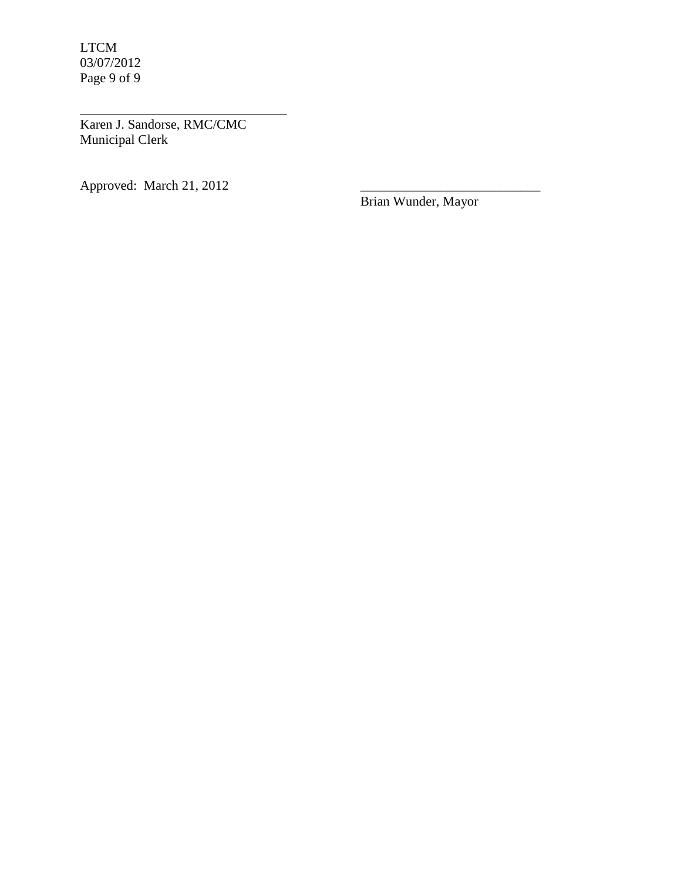\_\_\_\_\_\_\_\_\_\_\_\_\_\_\_\_\_\_\_\_\_\_\_\_\_\_\_\_\_\_\_

Karen J. Sandorse, RMC/CMC
Municipal Clerk

Approved: March 21, 2012

\_\_\_\_\_\_\_\_\_\_\_\_\_\_\_\_\_\_\_\_\_\_\_\_\_\_\_

Brian Wunder, Mayor